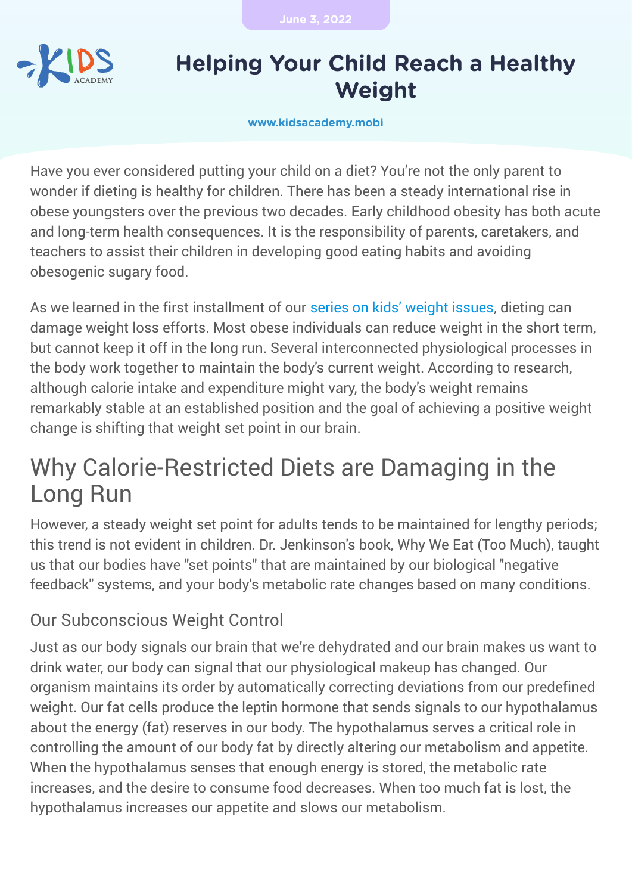June 3, 2022

# Helping Your Child Reach a Healthy Weight

www.kidsacademy.mobi

Have you ever considered putting your child on a diet? You're not the only parent to wonder if dieting is healthy for children. There has been a steady international rise in obese youngsters over the previous two decades. Early childhood obesity has both acute and long-term health consequences. It is the responsibility of parents, caretakers, and teachers to assist their children in developing good eating habits and avoiding obesogenic sugary food.

As we learned in the first installment of our series on kids' weight issues, dieting can damage weight loss efforts. Most obese individuals can reduce weight in the short term, but cannot keep it off in the long run. Several interconnected physiological processes in the body work together to maintain the body's current weight. According to research, although calorie intake and expenditure might vary, the body's weight remains remarkably stable at an established position and the goal of achieving a positive weight change is shifting that weight set point in our brain.

## Why Calorie-Restricted Diets are Damaging in the Long Run

However, a steady weight set point for adults tends to be maintained for lengthy periods; this trend is not evident in children. Dr. Jenkinson's book, Why We Eat (Too Much), taught us that our bodies have "set points" that are maintained by our biological "negative feedback" systems, and your body's metabolic rate changes based on many conditions.

### Our Subconscious Weight Control

Just as our body signals our brain that we're dehydrated and our brain makes us want to drink water, our body can signal that our physiological makeup has changed. Our organism maintains its order by automatically correcting deviations from our predefined weight. Our fat cells produce the leptin hormone that sends signals to our hypothalamus about the energy (fat) reserves in our body. The hypothalamus serves a critical role in controlling the amount of our body fat by directly altering our metabolism and appetite. When the hypothalamus senses that enough energy is stored, the metabolic rate increases, and the desire to consume food decreases. When too much fat is lost, the hypothalamus increases our appetite and slows our metabolism.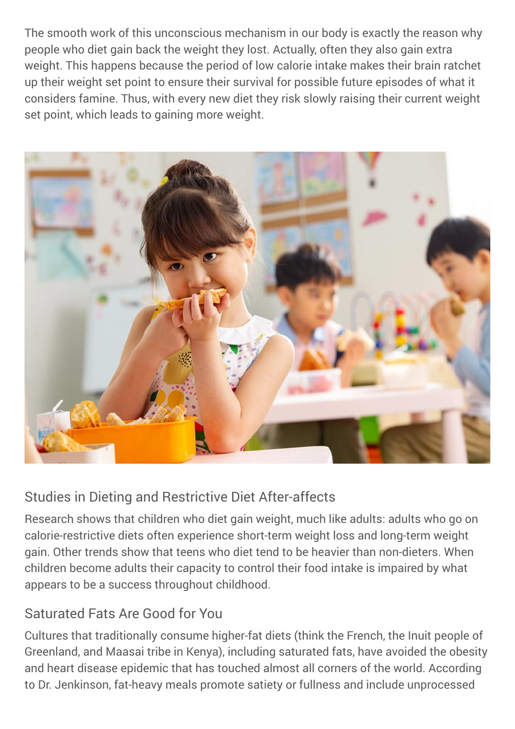The smooth work of this unconscious mechanism in our body is exactly the reason why people who diet gain back the weight they lost. Actually, often they also gain extra weight. This happens because the period of low calorie intake makes their brain ratchet up their weight set point to ensure their survival for possible future episodes of what it considers famine. Thus, with every new diet they risk slowly raising their current weight set point, which leads to gaining more weight.

## Studies in Dieting and Restrictive Diet After-affects

Research shows that children who diet gain weight, much like adults: adults who go on calorie-restrictive diets often experience short-term weight loss and long-term weight gain. Other trends show that teens who diet tend to be heavier than non-dieters. When children become adults their capacity to control their food intake is impaired by what appears to be a success throughout childhood.

## Saturated Fats Are Good for You

Cultures that traditionally consume higher-fat diets (think the French, the Inuit people of Greenland, and Maasai tribe in Kenya), including saturated fats, have avoided the obesity and heart disease epidemic that has touched almost all corners of the world. According to Dr. Jenkinson, fat-heavy meals promote satiety or fullness and include unprocessed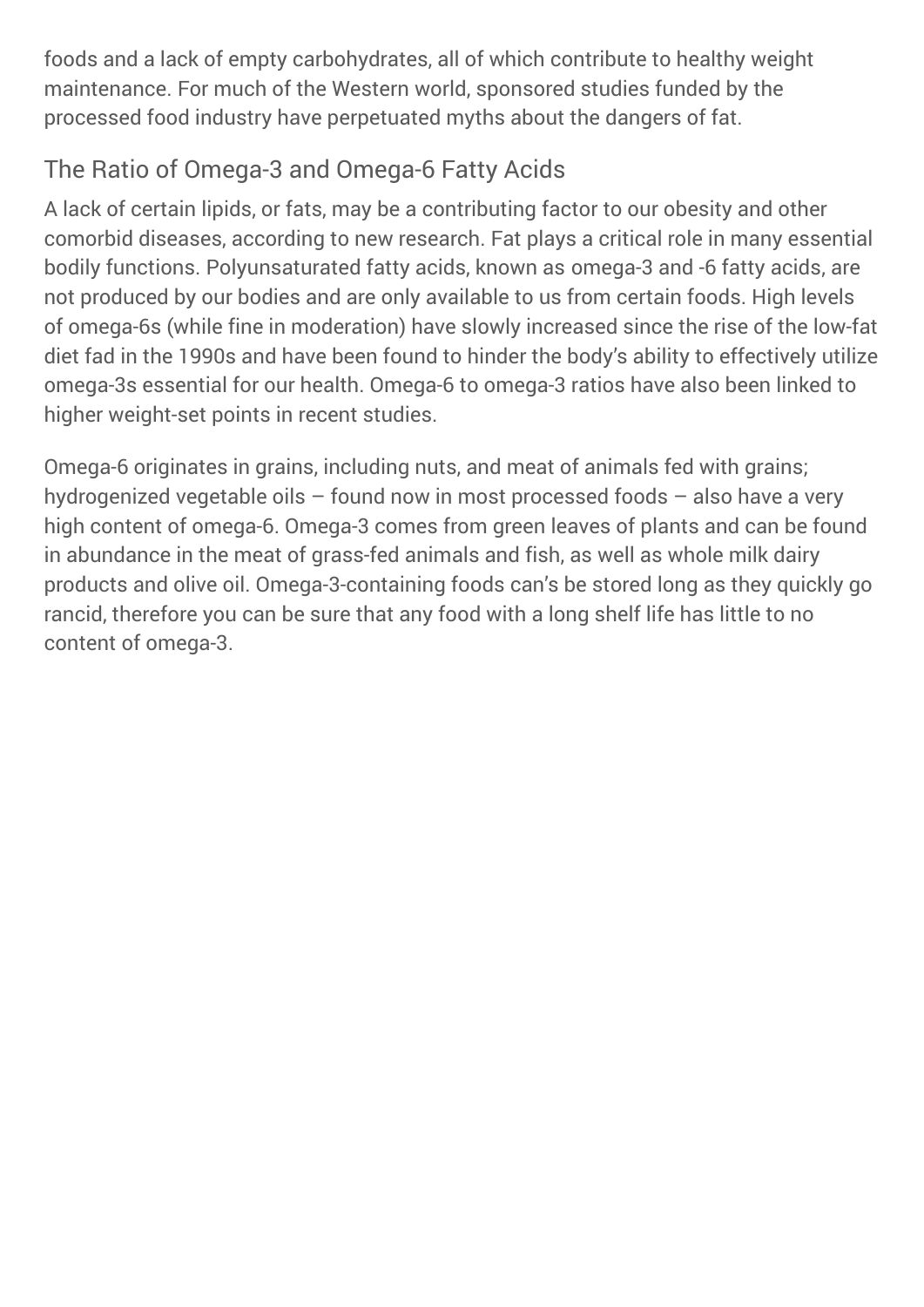foods and a lack of empty carbohydrates, all of which contribute to healthy weight maintenance. For much of the Western world, sponsored studies funded by the processed food industry have perpetuated myths about the dangers of fat.

## The Ratio of Omega-3 and Omega-6 Fatty Acids

A lack of certain lipids, or fats, may be a contributing factor to our obesity and other comorbid diseases, according to new research. Fat plays a critical role in many essential bodily functions. Polyunsaturated fatty acids, known as omega-3 and -6 fatty acids, are not produced by our bodies and are only available to us from certain foods. High levels of omega-6s (while fine in moderation) have slowly increased since the rise of the low-fat diet fad in the 1990s and have been found to hinder the body's ability to effectively utilize omega-3s essential for our health. Omega-6 to omega-3 ratios have also been linked to higher weight-set points in recent studies.

Omega-6 originates in grains, including nuts, and meat of animals fed with grains; hydrogenized vegetable oils – found now in most processed foods – also have a very high content of omega-6. Omega-3 comes from green leaves of plants and can be found in abundance in the meat of grass-fed animals and fish, as well as whole milk dairy products and olive oil. Omega-3-containing foods can's be stored long as they quickly go rancid, therefore you can be sure that any food with a long shelf life has little to no content of omega-3.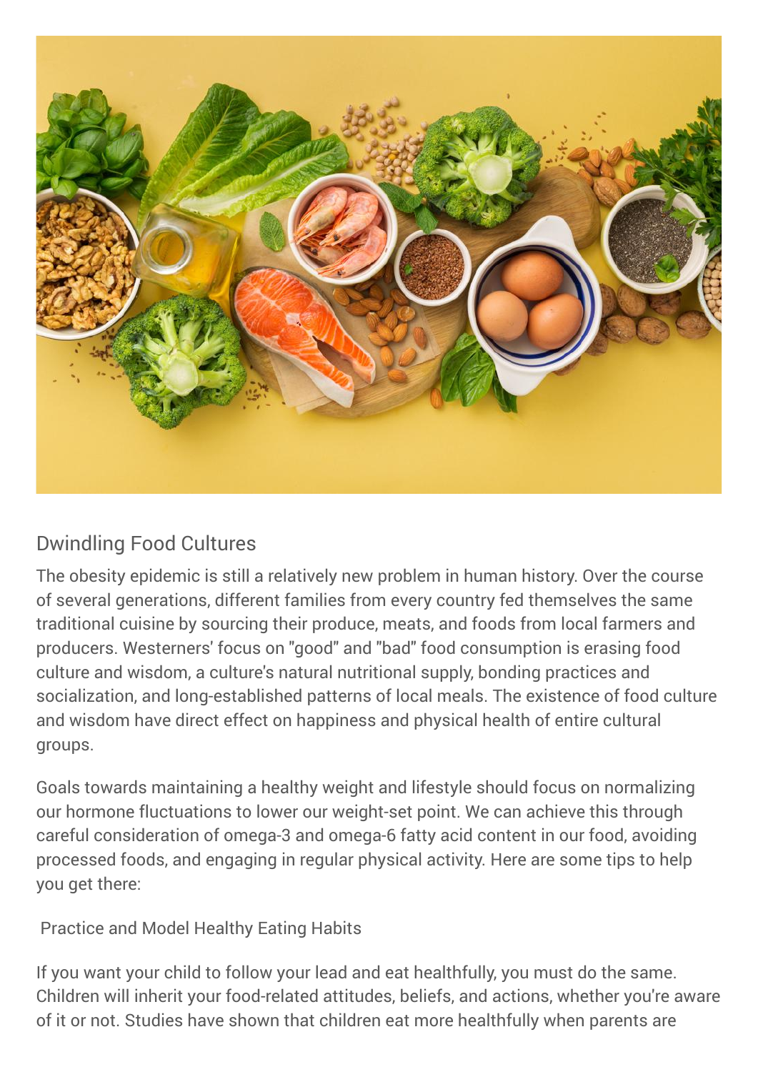## Dwindling Food Cultures

The obesity epidemic is still a relatively new problem in human history. Over the course of several generations, different families from every country fed themselves the same traditional cuisine by sourcing their produce, meats, and foods from local farmers and producers. Westerners' focus on "good" and "bad" food consumption is erasing food culture and wisdom, a culture's natural nutritional supply, bonding practices and socialization, and long-established patterns of local meals. The existence of food culture and wisdom have direct effect on happiness and physical health of entire cultural groups.

Goals towards maintaining a healthy weight and lifestyle should focus on normalizing our hormone fluctuations to lower our weight-set point. We can achieve this through careful consideration of omega-3 and omega-6 fatty acid content in our food, avoiding processed foods, and engaging in regular physical activity. Here are some tips to help you get there:

### Practice and Model Healthy Eating Habits

If you want your child to follow your lead and eat healthfully, you must do the same. Children will inherit your food-related attitudes, beliefs, and actions, whether you're aware of it or not. Studies have shown that children eat more healthfully when parents are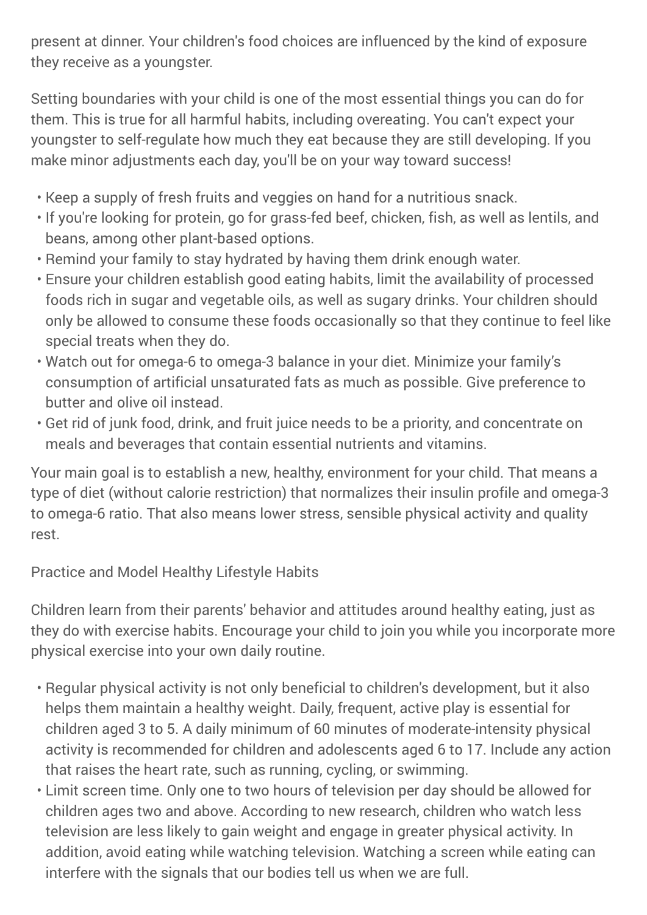present at dinner. Your children's food choices are influenced by the kind of exposure they receive as a youngster.

Setting boundaries with your child is one of the most essential things you can do for them. This is true for all harmful habits, including overeating. You can't expect your youngster to self-regulate how much they eat because they are still developing. If you make minor adjustments each day, you'll be on your way toward success!

- Keep a supply of fresh fruits and veggies on hand for a nutritious snack.
- If you're looking for protein, go for grass-fed beef, chicken, fish, as well as lentils, and beans, among other plant-based options.
- Remind your family to stay hydrated by having them drink enough water.
- Ensure your children establish good eating habits, limit the availability of processed foods rich in sugar and vegetable oils, as well as sugary drinks. Your children should only be allowed to consume these foods occasionally so that they continue to feel like special treats when they do.
- Watch out for omega-6 to omega-3 balance in your diet. Minimize your family's consumption of artificial unsaturated fats as much as possible. Give preference to butter and olive oil instead.
- Get rid of junk food, drink, and fruit juice needs to be a priority, and concentrate on meals and beverages that contain essential nutrients and vitamins.

Your main goal is to establish a new, healthy, environment for your child. That means a type of diet (without calorie restriction) that normalizes their insulin profile and omega-3 to omega-6 ratio. That also means lower stress, sensible physical activity and quality rest.

Practice and Model Healthy Lifestyle Habits

Children learn from their parents' behavior and attitudes around healthy eating, just as they do with exercise habits. Encourage your child to join you while you incorporate more physical exercise into your own daily routine.

- Regular physical activity is not only beneficial to children's development, but it also helps them maintain a healthy weight. Daily, frequent, active play is essential for children aged 3 to 5. A daily minimum of 60 minutes of moderate-intensity physical activity is recommended for children and adolescents aged 6 to 17. Include any action that raises the heart rate, such as running, cycling, or swimming.
- Limit screen time. Only one to two hours of television per day should be allowed for children ages two and above. According to new research, children who watch less television are less likely to gain weight and engage in greater physical activity. In addition, avoid eating while watching television. Watching a screen while eating can interfere with the signals that our bodies tell us when we are full.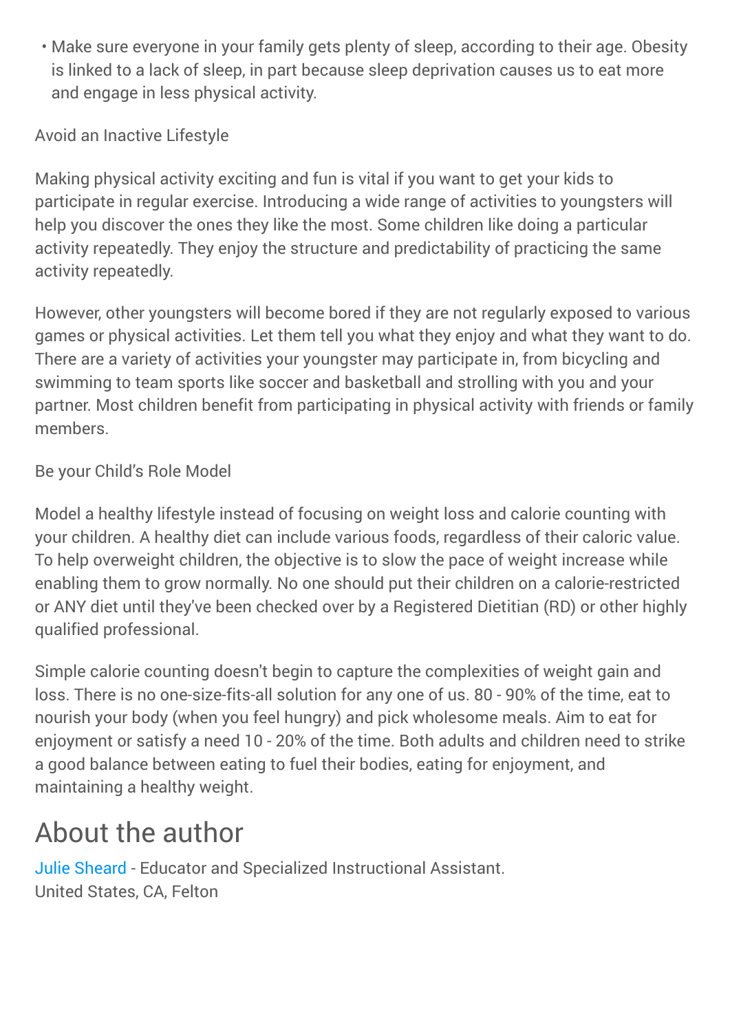- Make sure everyone in your family gets plenty of sleep, according to their age. Obesity is linked to a lack of sleep, in part because sleep deprivation causes us to eat more and engage in less physical activity.

### Avoid an Inactive Lifestyle

Making physical activity exciting and fun is vital if you want to get your kids to participate in regular exercise. Introducing a wide range of activities to youngsters will help you discover the ones they like the most. Some children like doing a particular activity repeatedly. They enjoy the structure and predictability of practicing the same activity repeatedly.

However, other youngsters will become bored if they are not regularly exposed to various games or physical activities. Let them tell you what they enjoy and what they want to do. There are a variety of activities your youngster may participate in, from bicycling and swimming to team sports like soccer and basketball and strolling with you and your partner. Most children benefit from participating in physical activity with friends or family members.

### Be your Child's Role Model

Model a healthy lifestyle instead of focusing on weight loss and calorie counting with your children. A healthy diet can include various foods, regardless of their caloric value. To help overweight children, the objective is to slow the pace of weight increase while enabling them to grow normally. No one should put their children on a calorie-restricted or ANY diet until they've been checked over by a Registered Dietitian (RD) or other highly qualified professional.

Simple calorie counting doesn't begin to capture the complexities of weight gain and loss. There is no one-size-fits-all solution for any one of us. 80 - 90% of the time, eat to nourish your body (when you feel hungry) and pick wholesome meals. Aim to eat for enjoyment or satisfy a need 10 - 20% of the time. Both adults and children need to strike a good balance between eating to fuel their bodies, eating for enjoyment, and maintaining a healthy weight.

## About the author

Julie Sheard - Educator and Specialized Instructional Assistant.
United States, CA, Felton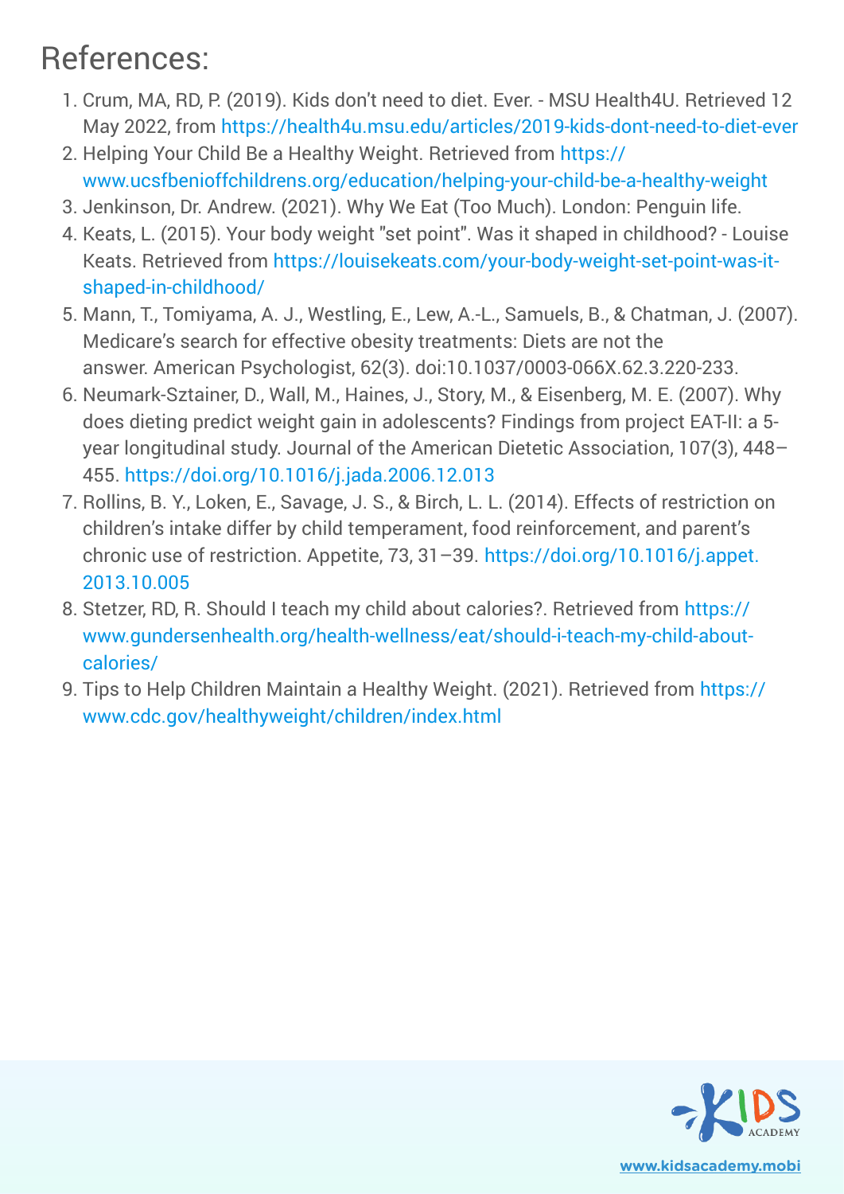# References:

1. Crum, MA, RD, P. (2019). Kids don't need to diet. Ever. - MSU Health4U. Retrieved 12 May 2022, from https://health4u.msu.edu/articles/2019-kids-dont-need-to-diet-ever
2. Helping Your Child Be a Healthy Weight. Retrieved from https://www.ucsfbenioffchildrens.org/education/helping-your-child-be-a-healthy-weight
3. Jenkinson, Dr. Andrew. (2021). Why We Eat (Too Much). London: Penguin life.
4. Keats, L. (2015). Your body weight "set point". Was it shaped in childhood? - Louise Keats. Retrieved from https://louisekeats.com/your-body-weight-set-point-was-it-shaped-in-childhood/
5. Mann, T., Tomiyama, A. J., Westling, E., Lew, A.-L., Samuels, B., & Chatman, J. (2007). Medicare's search for effective obesity treatments: Diets are not the answer. American Psychologist, 62(3). doi:10.1037/0003-066X.62.3.220-233.
6. Neumark-Sztainer, D., Wall, M., Haines, J., Story, M., & Eisenberg, M. E. (2007). Why does dieting predict weight gain in adolescents? Findings from project EAT-II: a 5-year longitudinal study. Journal of the American Dietetic Association, 107(3), 448–455. https://doi.org/10.1016/j.jada.2006.12.013
7. Rollins, B. Y., Loken, E., Savage, J. S., & Birch, L. L. (2014). Effects of restriction on children's intake differ by child temperament, food reinforcement, and parent's chronic use of restriction. Appetite, 73, 31–39. https://doi.org/10.1016/j.appet.2013.10.005
8. Stetzer, RD, R. Should I teach my child about calories?. Retrieved from https://www.gundersenhealth.org/health-wellness/eat/should-i-teach-my-child-about-calories/
9. Tips to Help Children Maintain a Healthy Weight. (2021). Retrieved from https://www.cdc.gov/healthyweight/children/index.html